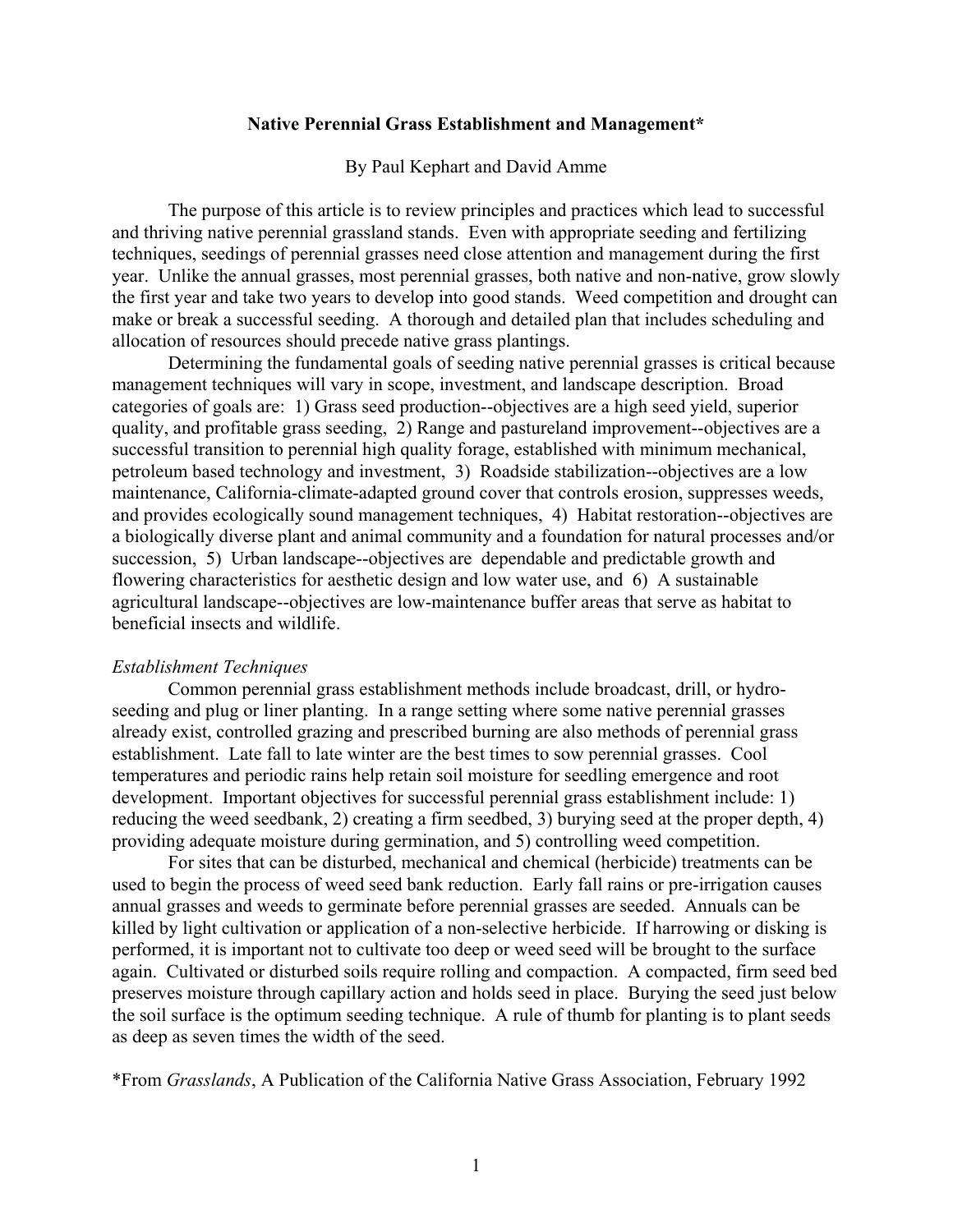**Native Perennial Grass Establishment and Management***

By Paul Kephart and David Amme

The purpose of this article is to review principles and practices which lead to successful and thriving native perennial grassland stands. Even with appropriate seeding and fertilizing techniques, seedings of perennial grasses need close attention and management during the first year. Unlike the annual grasses, most perennial grasses, both native and non-native, grow slowly the first year and take two years to develop into good stands. Weed competition and drought can make or break a successful seeding. A thorough and detailed plan that includes scheduling and allocation of resources should precede native grass plantings.

Determining the fundamental goals of seeding native perennial grasses is critical because management techniques will vary in scope, investment, and landscape description. Broad categories of goals are: 1) Grass seed production--objectives are a high seed yield, superior quality, and profitable grass seeding, 2) Range and pastureland improvement--objectives are a successful transition to perennial high quality forage, established with minimum mechanical, petroleum based technology and investment, 3) Roadside stabilization--objectives are a low maintenance, California-climate-adapted ground cover that controls erosion, suppresses weeds, and provides ecologically sound management techniques, 4) Habitat restoration--objectives are a biologically diverse plant and animal community and a foundation for natural processes and/or succession, 5) Urban landscape--objectives are dependable and predictable growth and flowering characteristics for aesthetic design and low water use, and 6) A sustainable agricultural landscape--objectives are low-maintenance buffer areas that serve as habitat to beneficial insects and wildlife.

*Establishment Techniques*

Common perennial grass establishment methods include broadcast, drill, or hydro-seeding and plug or liner planting. In a range setting where some native perennial grasses already exist, controlled grazing and prescribed burning are also methods of perennial grass establishment. Late fall to late winter are the best times to sow perennial grasses. Cool temperatures and periodic rains help retain soil moisture for seedling emergence and root development. Important objectives for successful perennial grass establishment include: 1) reducing the weed seedbank, 2) creating a firm seedbed, 3) burying seed at the proper depth, 4) providing adequate moisture during germination, and 5) controlling weed competition.

For sites that can be disturbed, mechanical and chemical (herbicide) treatments can be used to begin the process of weed seed bank reduction. Early fall rains or pre-irrigation causes annual grasses and weeds to germinate before perennial grasses are seeded. Annuals can be killed by light cultivation or application of a non-selective herbicide. If harrowing or disking is performed, it is important not to cultivate too deep or weed seed will be brought to the surface again. Cultivated or disturbed soils require rolling and compaction. A compacted, firm seed bed preserves moisture through capillary action and holds seed in place. Burying the seed just below the soil surface is the optimum seeding technique. A rule of thumb for planting is to plant seeds as deep as seven times the width of the seed.

*From *Grasslands*, A Publication of the California Native Grass Association, February 1992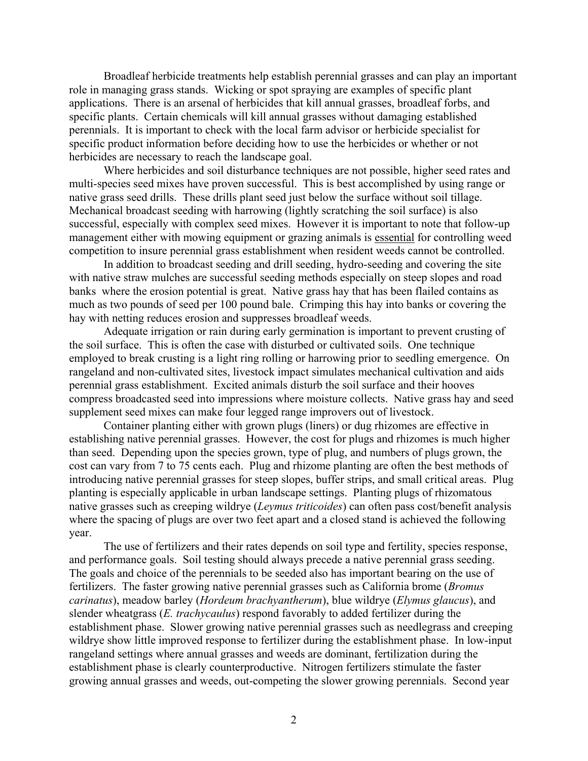Broadleaf herbicide treatments help establish perennial grasses and can play an important role in managing grass stands. Wicking or spot spraying are examples of specific plant applications. There is an arsenal of herbicides that kill annual grasses, broadleaf forbs, and specific plants. Certain chemicals will kill annual grasses without damaging established perennials. It is important to check with the local farm advisor or herbicide specialist for specific product information before deciding how to use the herbicides or whether or not herbicides are necessary to reach the landscape goal.

Where herbicides and soil disturbance techniques are not possible, higher seed rates and multi-species seed mixes have proven successful. This is best accomplished by using range or native grass seed drills. These drills plant seed just below the surface without soil tillage. Mechanical broadcast seeding with harrowing (lightly scratching the soil surface) is also successful, especially with complex seed mixes. However it is important to note that follow-up management either with mowing equipment or grazing animals is <u>essential</u> for controlling weed competition to insure perennial grass establishment when resident weeds cannot be controlled.

In addition to broadcast seeding and drill seeding, hydro-seeding and covering the site with native straw mulches are successful seeding methods especially on steep slopes and road banks where the erosion potential is great. Native grass hay that has been flailed contains as much as two pounds of seed per 100 pound bale. Crimping this hay into banks or covering the hay with netting reduces erosion and suppresses broadleaf weeds.

Adequate irrigation or rain during early germination is important to prevent crusting of the soil surface. This is often the case with disturbed or cultivated soils. One technique employed to break crusting is a light ring rolling or harrowing prior to seedling emergence. On rangeland and non-cultivated sites, livestock impact simulates mechanical cultivation and aids perennial grass establishment. Excited animals disturb the soil surface and their hooves compress broadcasted seed into impressions where moisture collects. Native grass hay and seed supplement seed mixes can make four legged range improvers out of livestock.

Container planting either with grown plugs (liners) or dug rhizomes are effective in establishing native perennial grasses. However, the cost for plugs and rhizomes is much higher than seed. Depending upon the species grown, type of plug, and numbers of plugs grown, the cost can vary from 7 to 75 cents each. Plug and rhizome planting are often the best methods of introducing native perennial grasses for steep slopes, buffer strips, and small critical areas. Plug planting is especially applicable in urban landscape settings. Planting plugs of rhizomatous native grasses such as creeping wildrye (*Leymus triticoides*) can often pass cost/benefit analysis where the spacing of plugs are over two feet apart and a closed stand is achieved the following year.

The use of fertilizers and their rates depends on soil type and fertility, species response, and performance goals. Soil testing should always precede a native perennial grass seeding. The goals and choice of the perennials to be seeded also has important bearing on the use of fertilizers. The faster growing native perennial grasses such as California brome (*Bromus carinatus*), meadow barley (*Hordeum brachyantherum*), blue wildrye (*Elymus glaucus*), and slender wheatgrass (*E. trachycaulus*) respond favorably to added fertilizer during the establishment phase. Slower growing native perennial grasses such as needlegrass and creeping wildrye show little improved response to fertilizer during the establishment phase. In low-input rangeland settings where annual grasses and weeds are dominant, fertilization during the establishment phase is clearly counterproductive. Nitrogen fertilizers stimulate the faster growing annual grasses and weeds, out-competing the slower growing perennials. Second year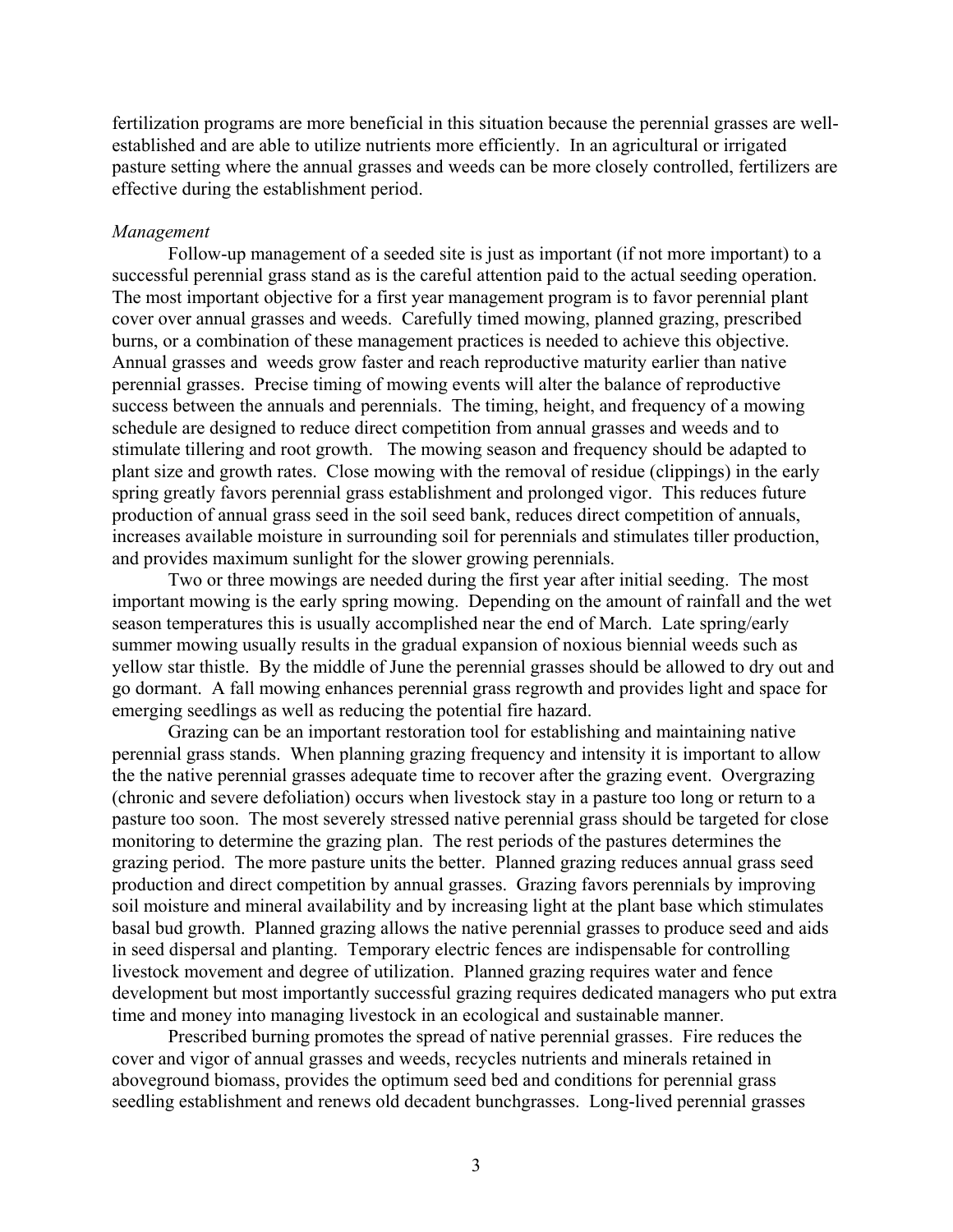fertilization programs are more beneficial in this situation because the perennial grasses are well-established and are able to utilize nutrients more efficiently. In an agricultural or irrigated pasture setting where the annual grasses and weeds can be more closely controlled, fertilizers are effective during the establishment period.

*Management*

Follow-up management of a seeded site is just as important (if not more important) to a successful perennial grass stand as is the careful attention paid to the actual seeding operation. The most important objective for a first year management program is to favor perennial plant cover over annual grasses and weeds. Carefully timed mowing, planned grazing, prescribed burns, or a combination of these management practices is needed to achieve this objective. Annual grasses and weeds grow faster and reach reproductive maturity earlier than native perennial grasses. Precise timing of mowing events will alter the balance of reproductive success between the annuals and perennials. The timing, height, and frequency of a mowing schedule are designed to reduce direct competition from annual grasses and weeds and to stimulate tillering and root growth. The mowing season and frequency should be adapted to plant size and growth rates. Close mowing with the removal of residue (clippings) in the early spring greatly favors perennial grass establishment and prolonged vigor. This reduces future production of annual grass seed in the soil seed bank, reduces direct competition of annuals, increases available moisture in surrounding soil for perennials and stimulates tiller production, and provides maximum sunlight for the slower growing perennials.

Two or three mowings are needed during the first year after initial seeding. The most important mowing is the early spring mowing. Depending on the amount of rainfall and the wet season temperatures this is usually accomplished near the end of March. Late spring/early summer mowing usually results in the gradual expansion of noxious biennial weeds such as yellow star thistle. By the middle of June the perennial grasses should be allowed to dry out and go dormant. A fall mowing enhances perennial grass regrowth and provides light and space for emerging seedlings as well as reducing the potential fire hazard.

Grazing can be an important restoration tool for establishing and maintaining native perennial grass stands. When planning grazing frequency and intensity it is important to allow the the native perennial grasses adequate time to recover after the grazing event. Overgrazing (chronic and severe defoliation) occurs when livestock stay in a pasture too long or return to a pasture too soon. The most severely stressed native perennial grass should be targeted for close monitoring to determine the grazing plan. The rest periods of the pastures determines the grazing period. The more pasture units the better. Planned grazing reduces annual grass seed production and direct competition by annual grasses. Grazing favors perennials by improving soil moisture and mineral availability and by increasing light at the plant base which stimulates basal bud growth. Planned grazing allows the native perennial grasses to produce seed and aids in seed dispersal and planting. Temporary electric fences are indispensable for controlling livestock movement and degree of utilization. Planned grazing requires water and fence development but most importantly successful grazing requires dedicated managers who put extra time and money into managing livestock in an ecological and sustainable manner.

Prescribed burning promotes the spread of native perennial grasses. Fire reduces the cover and vigor of annual grasses and weeds, recycles nutrients and minerals retained in aboveground biomass, provides the optimum seed bed and conditions for perennial grass seedling establishment and renews old decadent bunchgrasses. Long-lived perennial grasses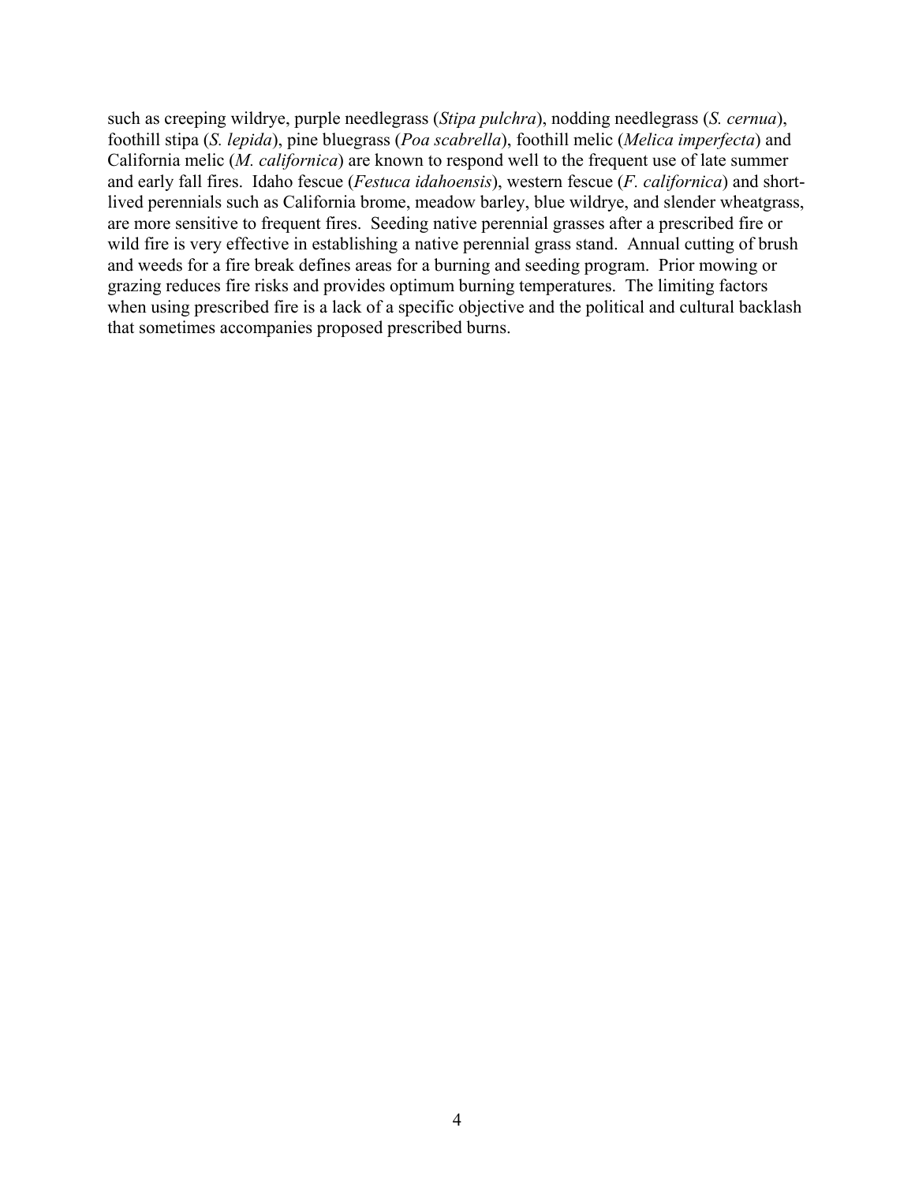such as creeping wildrye, purple needlegrass (*Stipa pulchra*), nodding needlegrass (*S. cernua*), foothill stipa (*S. lepida*), pine bluegrass (*Poa scabrella*), foothill melic (*Melica imperfecta*) and California melic (*M. californica*) are known to respond well to the frequent use of late summer and early fall fires. Idaho fescue (*Festuca idahoensis*), western fescue (*F. californica*) and short-lived perennials such as California brome, meadow barley, blue wildrye, and slender wheatgrass, are more sensitive to frequent fires. Seeding native perennial grasses after a prescribed fire or wild fire is very effective in establishing a native perennial grass stand. Annual cutting of brush and weeds for a fire break defines areas for a burning and seeding program. Prior mowing or grazing reduces fire risks and provides optimum burning temperatures. The limiting factors when using prescribed fire is a lack of a specific objective and the political and cultural backlash that sometimes accompanies proposed prescribed burns.